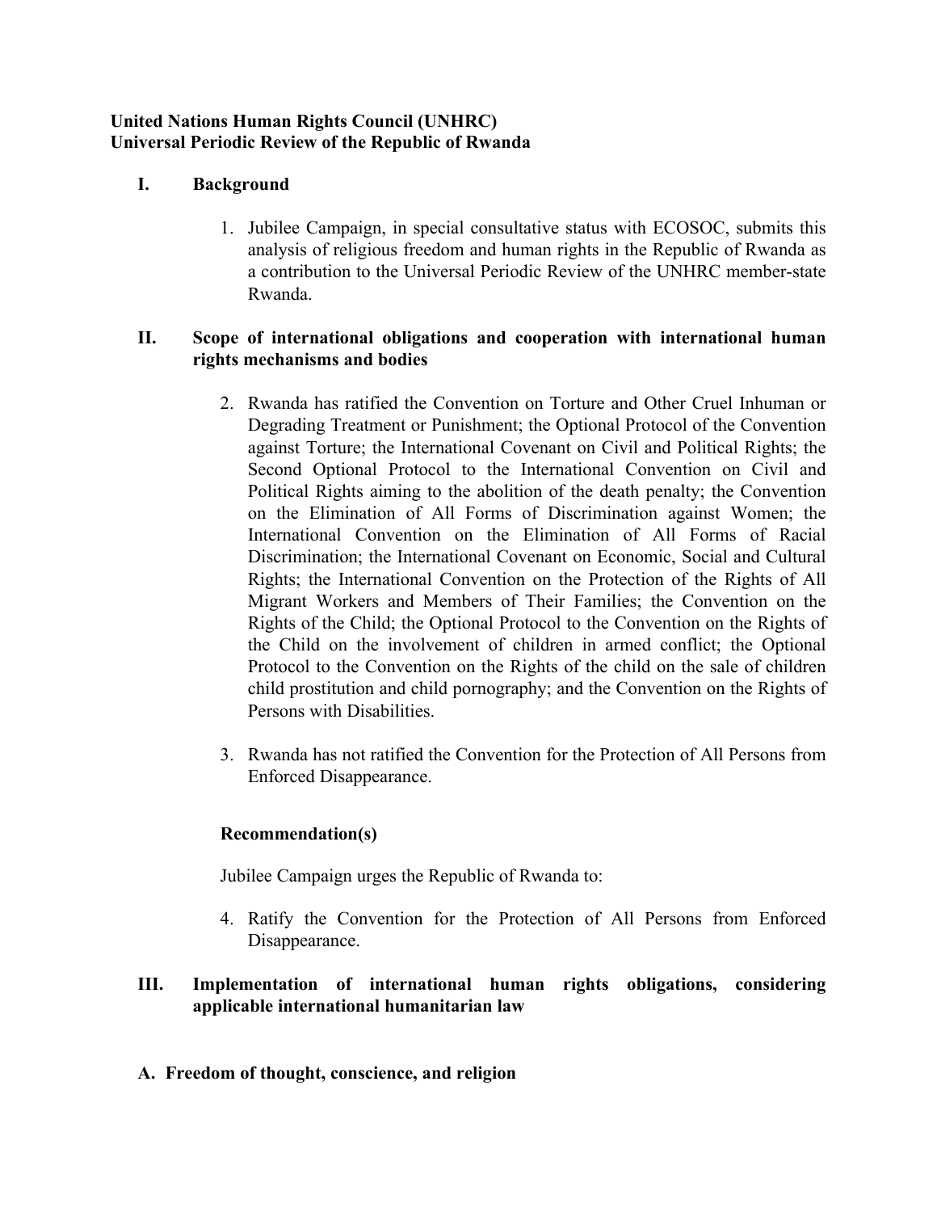**United Nations Human Rights Council (UNHRC)**
**Universal Periodic Review of the Republic of Rwanda**

## I. Background

1. Jubilee Campaign, in special consultative status with ECOSOC, submits this analysis of religious freedom and human rights in the Republic of Rwanda as a contribution to the Universal Periodic Review of the UNHRC member-state Rwanda.

## II. Scope of international obligations and cooperation with international human rights mechanisms and bodies

2. Rwanda has ratified the Convention on Torture and Other Cruel Inhuman or Degrading Treatment or Punishment; the Optional Protocol of the Convention against Torture; the International Covenant on Civil and Political Rights; the Second Optional Protocol to the International Convention on Civil and Political Rights aiming to the abolition of the death penalty; the Convention on the Elimination of All Forms of Discrimination against Women; the International Convention on the Elimination of All Forms of Racial Discrimination; the International Covenant on Economic, Social and Cultural Rights; the International Convention on the Protection of the Rights of All Migrant Workers and Members of Their Families; the Convention on the Rights of the Child; the Optional Protocol to the Convention on the Rights of the Child on the involvement of children in armed conflict; the Optional Protocol to the Convention on the Rights of the child on the sale of children child prostitution and child pornography; and the Convention on the Rights of Persons with Disabilities.

3. Rwanda has not ratified the Convention for the Protection of All Persons from Enforced Disappearance.

**Recommendation(s)**

Jubilee Campaign urges the Republic of Rwanda to:

4. Ratify the Convention for the Protection of All Persons from Enforced Disappearance.

## III. Implementation of international human rights obligations, considering applicable international humanitarian law

### A. Freedom of thought, conscience, and religion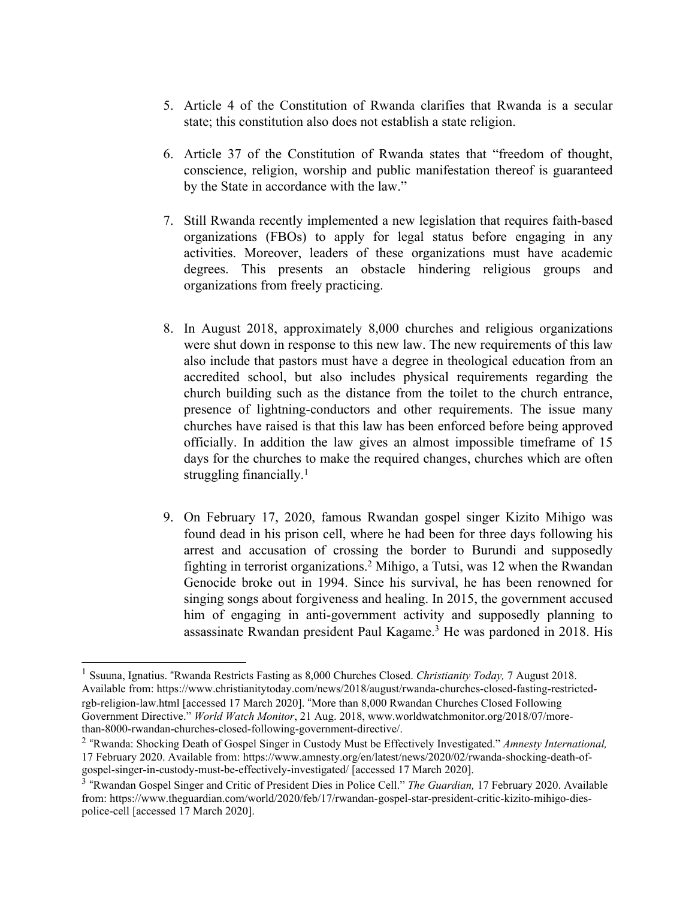5. Article 4 of the Constitution of Rwanda clarifies that Rwanda is a secular state; this constitution also does not establish a state religion.

6. Article 37 of the Constitution of Rwanda states that "freedom of thought, conscience, religion, worship and public manifestation thereof is guaranteed by the State in accordance with the law."

7. Still Rwanda recently implemented a new legislation that requires faith-based organizations (FBOs) to apply for legal status before engaging in any activities. Moreover, leaders of these organizations must have academic degrees. This presents an obstacle hindering religious groups and organizations from freely practicing.

8. In August 2018, approximately 8,000 churches and religious organizations were shut down in response to this new law. The new requirements of this law also include that pastors must have a degree in theological education from an accredited school, but also includes physical requirements regarding the church building such as the distance from the toilet to the church entrance, presence of lightning-conductors and other requirements. The issue many churches have raised is that this law has been enforced before being approved officially. In addition the law gives an almost impossible timeframe of 15 days for the churches to make the required changes, churches which are often struggling financially.[1]

9. On February 17, 2020, famous Rwandan gospel singer Kizito Mihigo was found dead in his prison cell, where he had been for three days following his arrest and accusation of crossing the border to Burundi and supposedly fighting in terrorist organizations.[2] Mihigo, a Tutsi, was 12 when the Rwandan Genocide broke out in 1994. Since his survival, he has been renowned for singing songs about forgiveness and healing. In 2015, the government accused him of engaging in anti-government activity and supposedly planning to assassinate Rwandan president Paul Kagame.[3] He was pardoned in 2018. His

---

[1] Ssuuna, Ignatius. "Rwanda Restricts Fasting as 8,000 Churches Closed. *Christianity Today,* 7 August 2018. Available from: https://www.christianitytoday.com/news/2018/august/rwanda-churches-closed-fasting-restricted-rgb-religion-law.html [accessed 17 March 2020]. "More than 8,000 Rwandan Churches Closed Following Government Directive." *World Watch Monitor*, 21 Aug. 2018, www.worldwatchmonitor.org/2018/07/more-than-8000-rwandan-churches-closed-following-government-directive/.

[2] "Rwanda: Shocking Death of Gospel Singer in Custody Must be Effectively Investigated." *Amnesty International,* 17 February 2020. Available from: https://www.amnesty.org/en/latest/news/2020/02/rwanda-shocking-death-of-gospel-singer-in-custody-must-be-effectively-investigated/ [accessed 17 March 2020].

[3] "Rwandan Gospel Singer and Critic of President Dies in Police Cell." *The Guardian,* 17 February 2020. Available from: https://www.theguardian.com/world/2020/feb/17/rwandan-gospel-star-president-critic-kizito-mihigo-dies-police-cell [accessed 17 March 2020].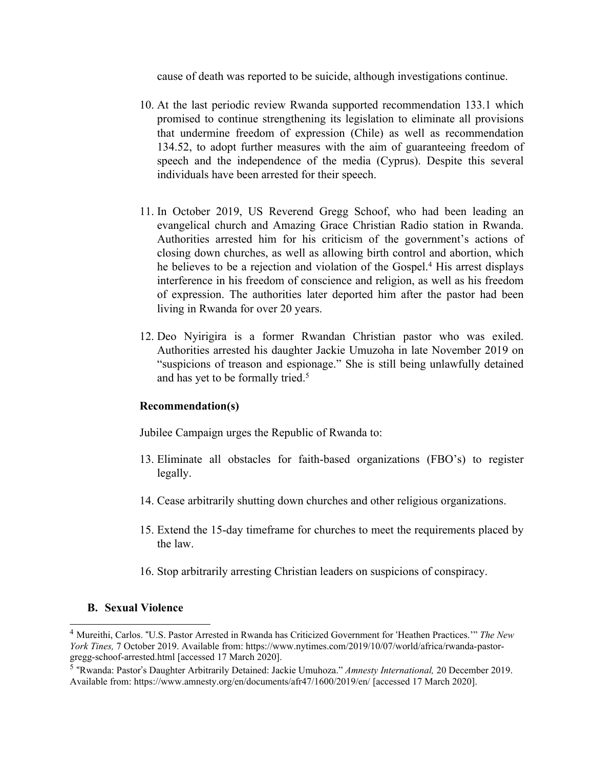cause of death was reported to be suicide, although investigations continue.

10. At the last periodic review Rwanda supported recommendation 133.1 which promised to continue strengthening its legislation to eliminate all provisions that undermine freedom of expression (Chile) as well as recommendation 134.52, to adopt further measures with the aim of guaranteeing freedom of speech and the independence of the media (Cyprus). Despite this several individuals have been arrested for their speech.

11. In October 2019, US Reverend Gregg Schoof, who had been leading an evangelical church and Amazing Grace Christian Radio station in Rwanda. Authorities arrested him for his criticism of the government's actions of closing down churches, as well as allowing birth control and abortion, which he believes to be a rejection and violation of the Gospel.[4] His arrest displays interference in his freedom of conscience and religion, as well as his freedom of expression. The authorities later deported him after the pastor had been living in Rwanda for over 20 years.

12. Deo Nyirigira is a former Rwandan Christian pastor who was exiled. Authorities arrested his daughter Jackie Umuzoha in late November 2019 on "suspicions of treason and espionage." She is still being unlawfully detained and has yet to be formally tried.[5]

**Recommendation(s)**

Jubilee Campaign urges the Republic of Rwanda to:

13. Eliminate all obstacles for faith-based organizations (FBO's) to register legally.

14. Cease arbitrarily shutting down churches and other religious organizations.

15. Extend the 15-day timeframe for churches to meet the requirements placed by the law.

16. Stop arbitrarily arresting Christian leaders on suspicions of conspiracy.

### B. Sexual Violence

---

[4] Mureithi, Carlos. "U.S. Pastor Arrested in Rwanda has Criticized Government for 'Heathen Practices.'" *The New York Tines,* 7 October 2019. Available from: https://www.nytimes.com/2019/10/07/world/africa/rwanda-pastor-gregg-schoof-arrested.html [accessed 17 March 2020].

[5] "Rwanda: Pastor's Daughter Arbitrarily Detained: Jackie Umuhoza." *Amnesty International,* 20 December 2019. Available from: https://www.amnesty.org/en/documents/afr47/1600/2019/en/ [accessed 17 March 2020].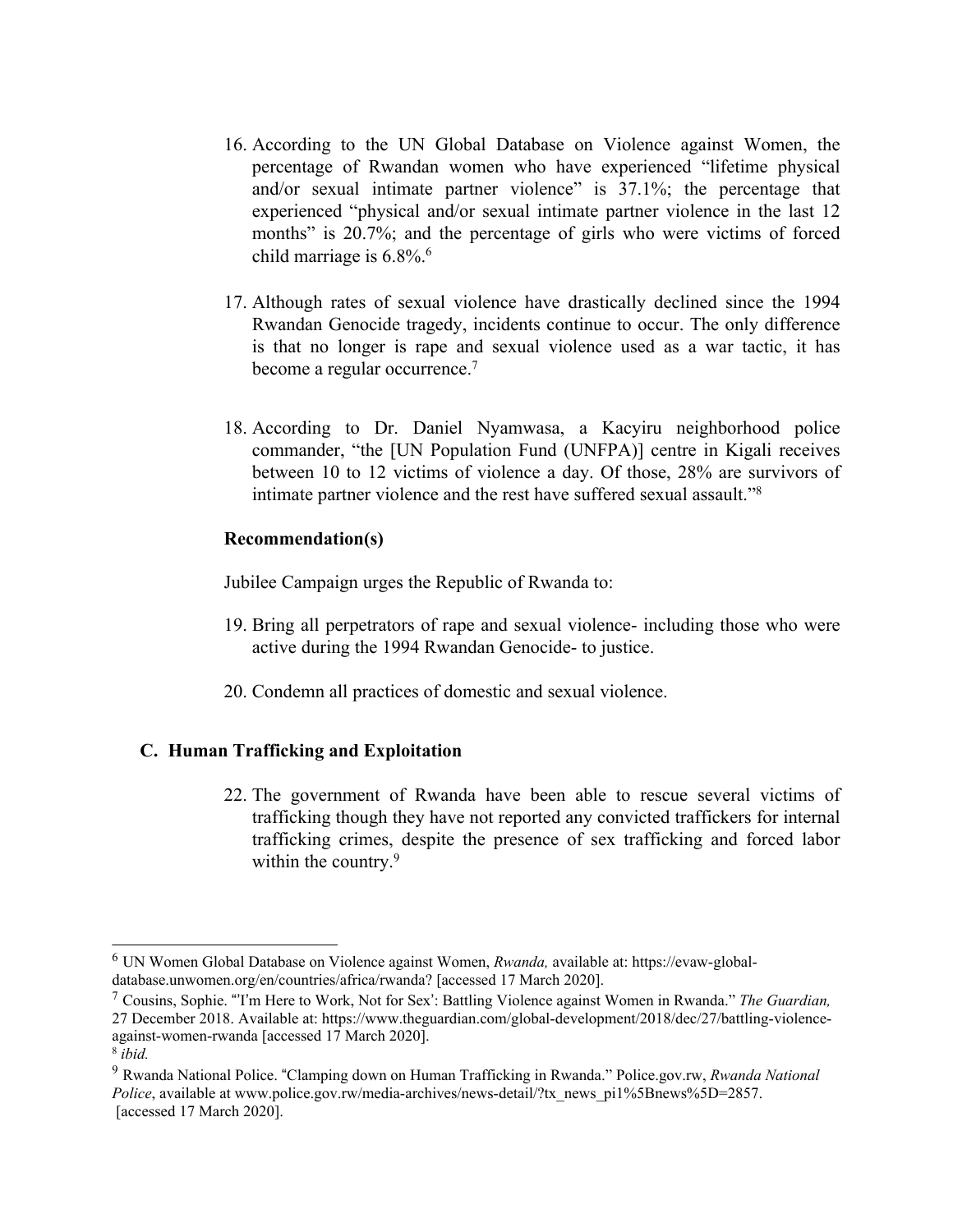16. According to the UN Global Database on Violence against Women, the percentage of Rwandan women who have experienced "lifetime physical and/or sexual intimate partner violence" is 37.1%; the percentage that experienced "physical and/or sexual intimate partner violence in the last 12 months" is 20.7%; and the percentage of girls who were victims of forced child marriage is 6.8%.[6]

17. Although rates of sexual violence have drastically declined since the 1994 Rwandan Genocide tragedy, incidents continue to occur. The only difference is that no longer is rape and sexual violence used as a war tactic, it has become a regular occurrence.[7]

18. According to Dr. Daniel Nyamwasa, a Kacyiru neighborhood police commander, "the [UN Population Fund (UNFPA)] centre in Kigali receives between 10 to 12 victims of violence a day. Of those, 28% are survivors of intimate partner violence and the rest have suffered sexual assault."[8]

**Recommendation(s)**

Jubilee Campaign urges the Republic of Rwanda to:

19. Bring all perpetrators of rape and sexual violence- including those who were active during the 1994 Rwandan Genocide- to justice.

20. Condemn all practices of domestic and sexual violence.

### C. Human Trafficking and Exploitation

22. The government of Rwanda have been able to rescue several victims of trafficking though they have not reported any convicted traffickers for internal trafficking crimes, despite the presence of sex trafficking and forced labor within the country.[9]

---

[6] UN Women Global Database on Violence against Women, *Rwanda,* available at: https://evaw-global-database.unwomen.org/en/countries/africa/rwanda? [accessed 17 March 2020].

[7] Cousins, Sophie. "'I'm Here to Work, Not for Sex': Battling Violence against Women in Rwanda." *The Guardian,* 27 December 2018. Available at: https://www.theguardian.com/global-development/2018/dec/27/battling-violence-against-women-rwanda [accessed 17 March 2020].

[8] *ibid.*

[9] Rwanda National Police. "Clamping down on Human Trafficking in Rwanda." Police.gov.rw, *Rwanda National Police*, available at www.police.gov.rw/media-archives/news-detail/?tx_news_pi1%5Bnews%5D=2857. [accessed 17 March 2020].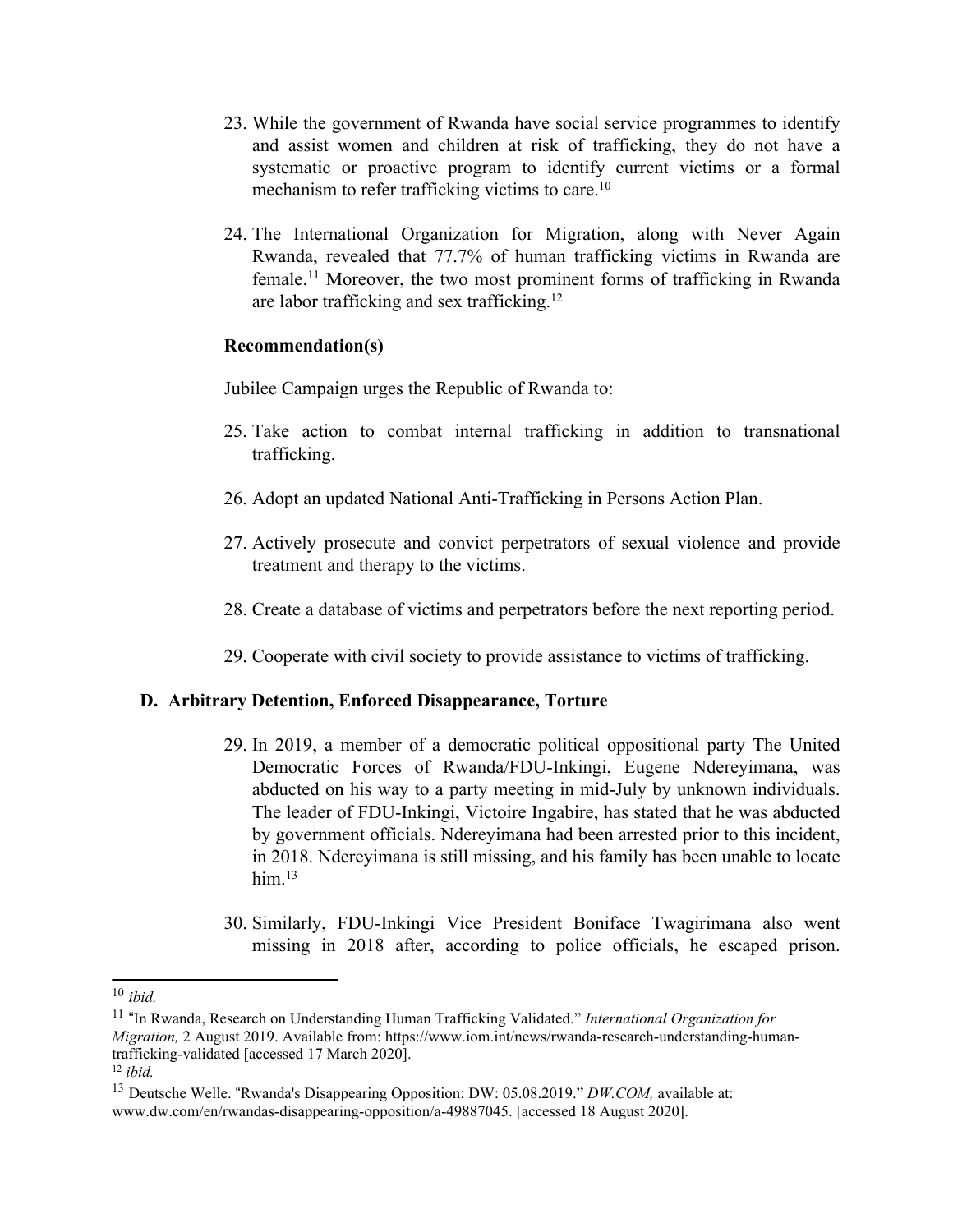23. While the government of Rwanda have social service programmes to identify and assist women and children at risk of trafficking, they do not have a systematic or proactive program to identify current victims or a formal mechanism to refer trafficking victims to care.[10]

24. The International Organization for Migration, along with Never Again Rwanda, revealed that 77.7% of human trafficking victims in Rwanda are female.[11] Moreover, the two most prominent forms of trafficking in Rwanda are labor trafficking and sex trafficking.[12]

**Recommendation(s)**

Jubilee Campaign urges the Republic of Rwanda to:

25. Take action to combat internal trafficking in addition to transnational trafficking.

26. Adopt an updated National Anti-Trafficking in Persons Action Plan.

27. Actively prosecute and convict perpetrators of sexual violence and provide treatment and therapy to the victims.

28. Create a database of victims and perpetrators before the next reporting period.

29. Cooperate with civil society to provide assistance to victims of trafficking.

### D. Arbitrary Detention, Enforced Disappearance, Torture

29. In 2019, a member of a democratic political oppositional party The United Democratic Forces of Rwanda/FDU-Inkingi, Eugene Ndereyimana, was abducted on his way to a party meeting in mid-July by unknown individuals. The leader of FDU-Inkingi, Victoire Ingabire, has stated that he was abducted by government officials. Ndereyimana had been arrested prior to this incident, in 2018. Ndereyimana is still missing, and his family has been unable to locate him.[13]

30. Similarly, FDU-Inkingi Vice President Boniface Twagirimana also went missing in 2018 after, according to police officials, he escaped prison.

---

[10] *ibid.*

[11] "In Rwanda, Research on Understanding Human Trafficking Validated." *International Organization for Migration,* 2 August 2019. Available from: https://www.iom.int/news/rwanda-research-understanding-human-trafficking-validated [accessed 17 March 2020].

[12] *ibid.*

[13] Deutsche Welle. "Rwanda's Disappearing Opposition: DW: 05.08.2019." *DW.COM,* available at: www.dw.com/en/rwandas-disappearing-opposition/a-49887045. [accessed 18 August 2020].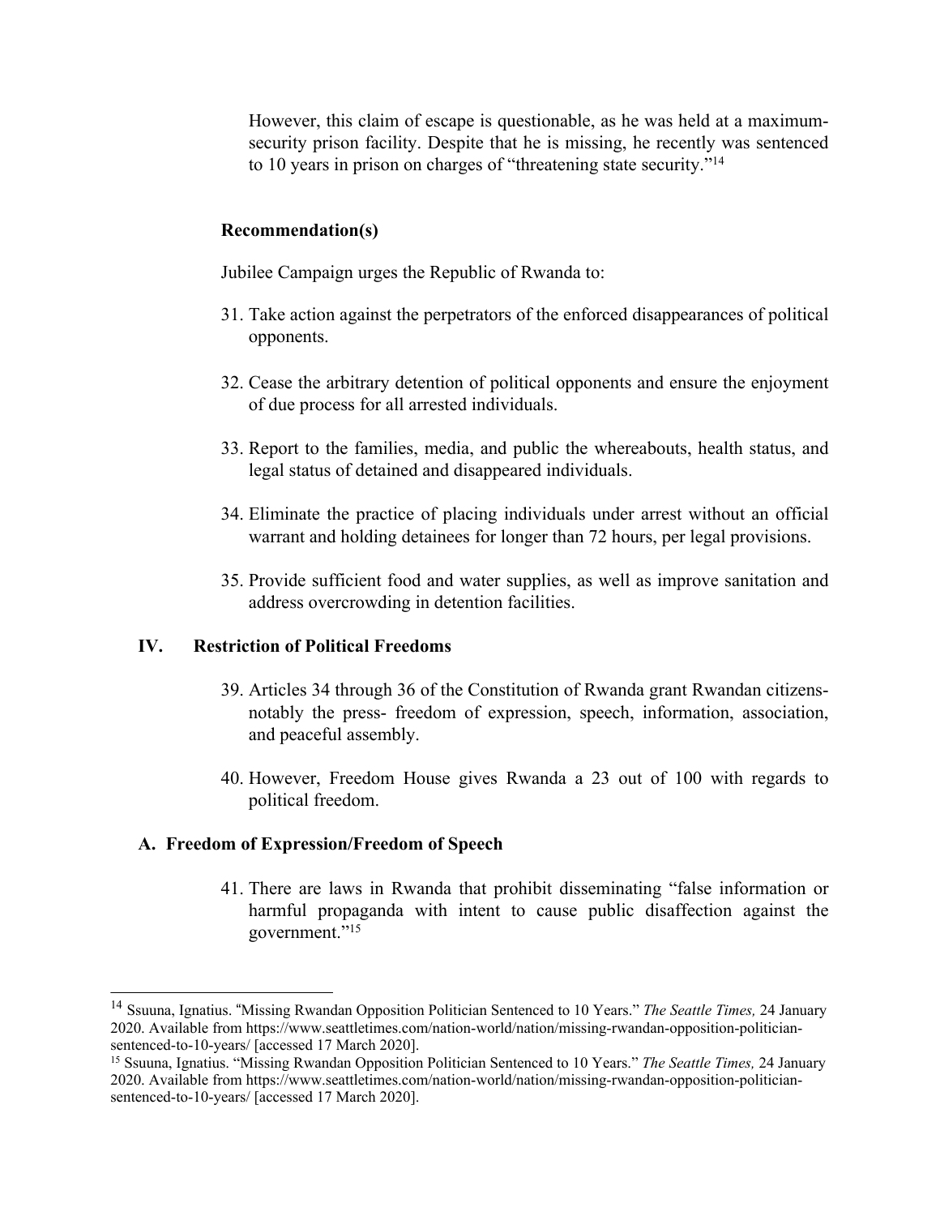However, this claim of escape is questionable, as he was held at a maximum-security prison facility. Despite that he is missing, he recently was sentenced to 10 years in prison on charges of "threatening state security."[14]

**Recommendation(s)**

Jubilee Campaign urges the Republic of Rwanda to:

31. Take action against the perpetrators of the enforced disappearances of political opponents.

32. Cease the arbitrary detention of political opponents and ensure the enjoyment of due process for all arrested individuals.

33. Report to the families, media, and public the whereabouts, health status, and legal status of detained and disappeared individuals.

34. Eliminate the practice of placing individuals under arrest without an official warrant and holding detainees for longer than 72 hours, per legal provisions.

35. Provide sufficient food and water supplies, as well as improve sanitation and address overcrowding in detention facilities.

## IV. Restriction of Political Freedoms

39. Articles 34 through 36 of the Constitution of Rwanda grant Rwandan citizens- notably the press- freedom of expression, speech, information, association, and peaceful assembly.

40. However, Freedom House gives Rwanda a 23 out of 100 with regards to political freedom.

### A. Freedom of Expression/Freedom of Speech

41. There are laws in Rwanda that prohibit disseminating "false information or harmful propaganda with intent to cause public disaffection against the government."[15]

---

[14] Ssuuna, Ignatius. "Missing Rwandan Opposition Politician Sentenced to 10 Years." *The Seattle Times,* 24 January 2020. Available from https://www.seattletimes.com/nation-world/nation/missing-rwandan-opposition-politician-sentenced-to-10-years/ [accessed 17 March 2020].

[15] Ssuuna, Ignatius. "Missing Rwandan Opposition Politician Sentenced to 10 Years." *The Seattle Times,* 24 January 2020. Available from https://www.seattletimes.com/nation-world/nation/missing-rwandan-opposition-politician-sentenced-to-10-years/ [accessed 17 March 2020].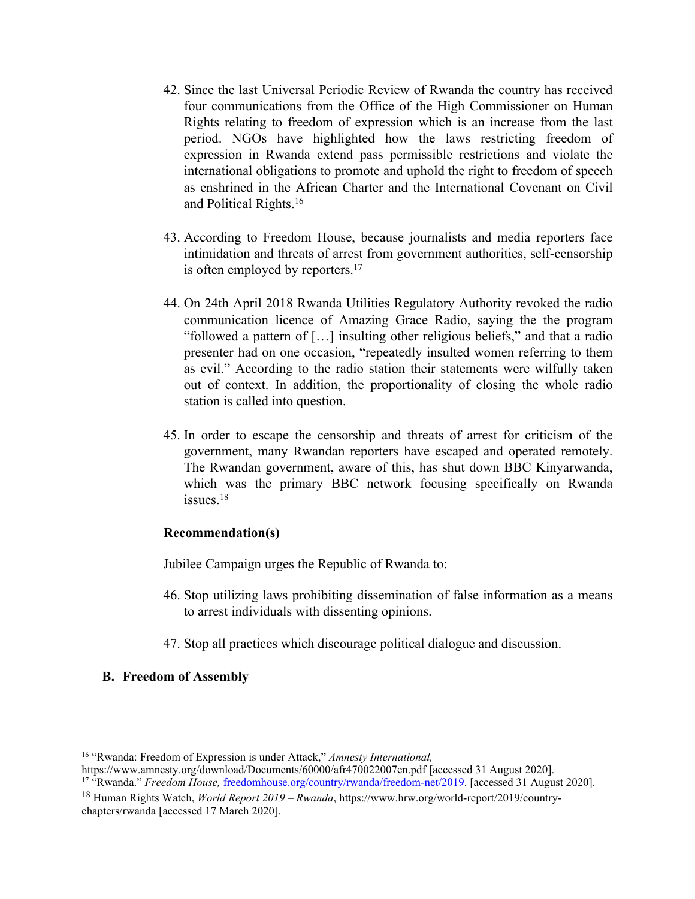42. Since the last Universal Periodic Review of Rwanda the country has received four communications from the Office of the High Commissioner on Human Rights relating to freedom of expression which is an increase from the last period. NGOs have highlighted how the laws restricting freedom of expression in Rwanda extend pass permissible restrictions and violate the international obligations to promote and uphold the right to freedom of speech as enshrined in the African Charter and the International Covenant on Civil and Political Rights.[16]

43. According to Freedom House, because journalists and media reporters face intimidation and threats of arrest from government authorities, self-censorship is often employed by reporters.[17]

44. On 24th April 2018 Rwanda Utilities Regulatory Authority revoked the radio communication licence of Amazing Grace Radio, saying the the program "followed a pattern of […] insulting other religious beliefs," and that a radio presenter had on one occasion, "repeatedly insulted women referring to them as evil." According to the radio station their statements were wilfully taken out of context. In addition, the proportionality of closing the whole radio station is called into question.

45. In order to escape the censorship and threats of arrest for criticism of the government, many Rwandan reporters have escaped and operated remotely. The Rwandan government, aware of this, has shut down BBC Kinyarwanda, which was the primary BBC network focusing specifically on Rwanda issues.[18]

**Recommendation(s)**

Jubilee Campaign urges the Republic of Rwanda to:

46. Stop utilizing laws prohibiting dissemination of false information as a means to arrest individuals with dissenting opinions.

47. Stop all practices which discourage political dialogue and discussion.

## B. Freedom of Assembly

---

[16] "Rwanda: Freedom of Expression is under Attack," *Amnesty International,* https://www.amnesty.org/download/Documents/60000/afr470022007en.pdf [accessed 31 August 2020].

[17] "Rwanda." *Freedom House,* freedomhouse.org/country/rwanda/freedom-net/2019. [accessed 31 August 2020].

[18] Human Rights Watch, *World Report 2019 – Rwanda*, https://www.hrw.org/world-report/2019/country-chapters/rwanda [accessed 17 March 2020].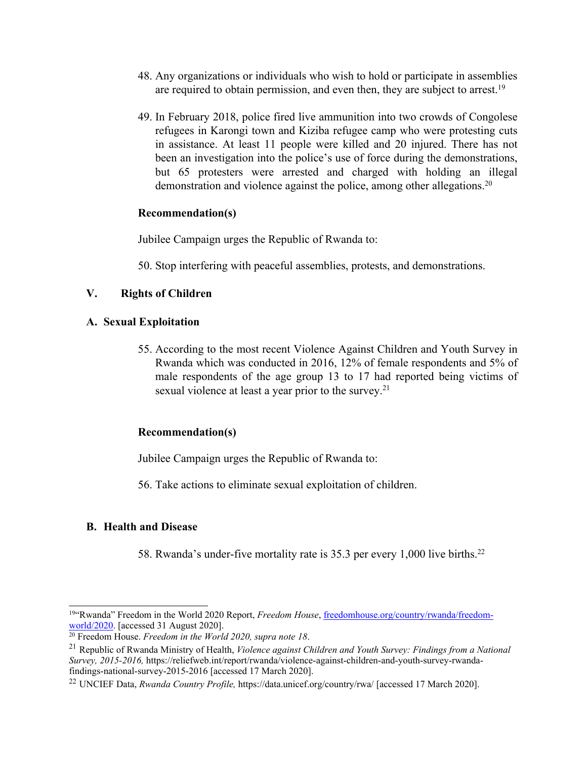48. Any organizations or individuals who wish to hold or participate in assemblies are required to obtain permission, and even then, they are subject to arrest.[19]

49. In February 2018, police fired live ammunition into two crowds of Congolese refugees in Karongi town and Kiziba refugee camp who were protesting cuts in assistance. At least 11 people were killed and 20 injured. There has not been an investigation into the police's use of force during the demonstrations, but 65 protesters were arrested and charged with holding an illegal demonstration and violence against the police, among other allegations.[20]

**Recommendation(s)**

Jubilee Campaign urges the Republic of Rwanda to:

50. Stop interfering with peaceful assemblies, protests, and demonstrations.

## V. Rights of Children

### A. Sexual Exploitation

55. According to the most recent Violence Against Children and Youth Survey in Rwanda which was conducted in 2016, 12% of female respondents and 5% of male respondents of the age group 13 to 17 had reported being victims of sexual violence at least a year prior to the survey.[21]

**Recommendation(s)**

Jubilee Campaign urges the Republic of Rwanda to:

56. Take actions to eliminate sexual exploitation of children.

### B. Health and Disease

58. Rwanda's under-five mortality rate is 35.3 per every 1,000 live births.[22]

---

[19] "Rwanda" Freedom in the World 2020 Report, *Freedom House*, [freedomhouse.org/country/rwanda/freedom-world/2020](freedomhouse.org/country/rwanda/freedom-world/2020). [accessed 31 August 2020].

[20] Freedom House. *Freedom in the World 2020, supra note 18*.

[21] Republic of Rwanda Ministry of Health, *Violence against Children and Youth Survey: Findings from a National Survey, 2015-2016,* https://reliefweb.int/report/rwanda/violence-against-children-and-youth-survey-rwanda-findings-national-survey-2015-2016 [accessed 17 March 2020].

[22] UNCIEF Data, *Rwanda Country Profile,* https://data.unicef.org/country/rwa/ [accessed 17 March 2020].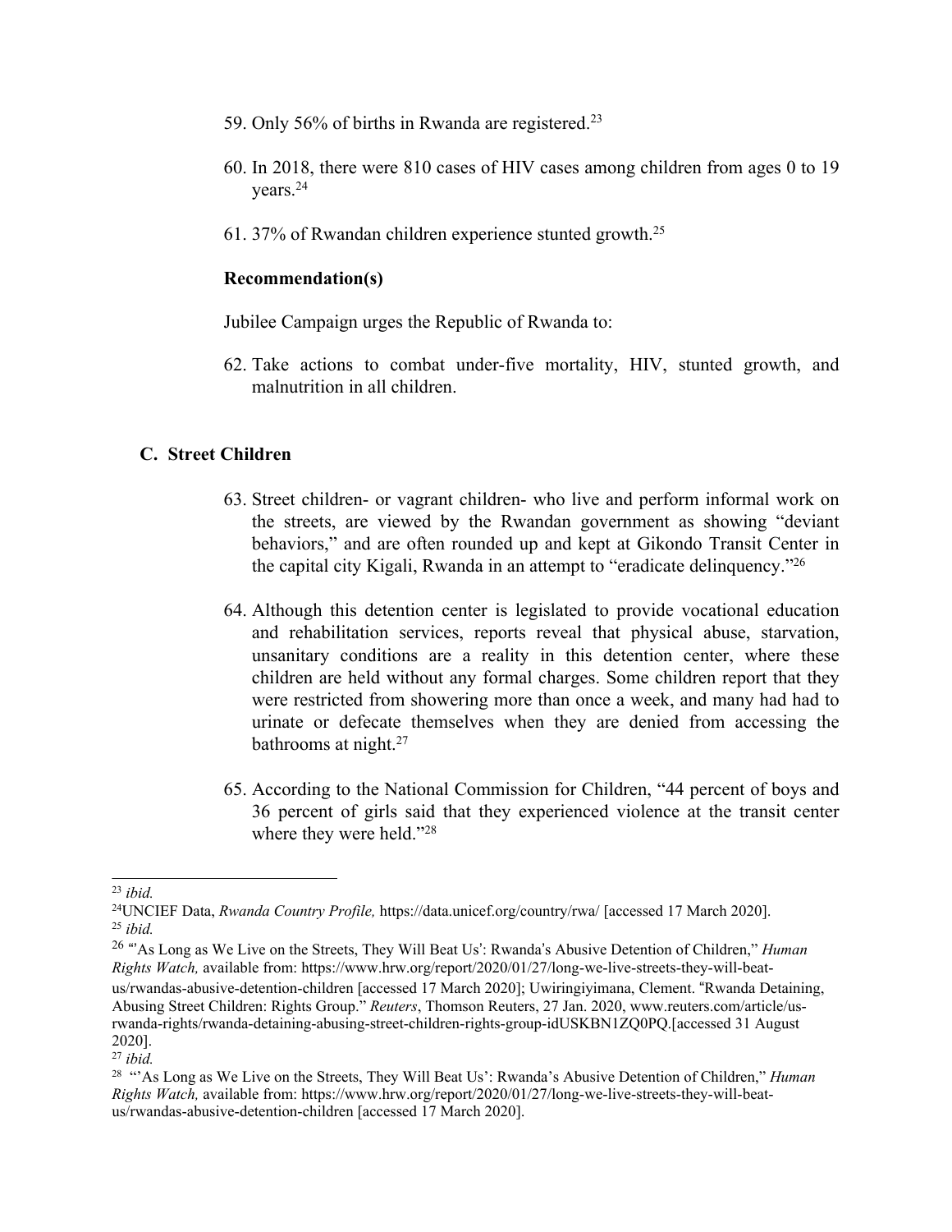59. Only 56% of births in Rwanda are registered.[23]

60. In 2018, there were 810 cases of HIV cases among children from ages 0 to 19 years.[24]

61. 37% of Rwandan children experience stunted growth.[25]

**Recommendation(s)**

Jubilee Campaign urges the Republic of Rwanda to:

62. Take actions to combat under-five mortality, HIV, stunted growth, and malnutrition in all children.

## C. Street Children

63. Street children- or vagrant children- who live and perform informal work on the streets, are viewed by the Rwandan government as showing "deviant behaviors," and are often rounded up and kept at Gikondo Transit Center in the capital city Kigali, Rwanda in an attempt to "eradicate delinquency."[26]

64. Although this detention center is legislated to provide vocational education and rehabilitation services, reports reveal that physical abuse, starvation, unsanitary conditions are a reality in this detention center, where these children are held without any formal charges. Some children report that they were restricted from showering more than once a week, and many had had to urinate or defecate themselves when they are denied from accessing the bathrooms at night.[27]

65. According to the National Commission for Children, "44 percent of boys and 36 percent of girls said that they experienced violence at the transit center where they were held."[28]

---

[23] *ibid.*

[24] UNCIEF Data, *Rwanda Country Profile,* https://data.unicef.org/country/rwa/ [accessed 17 March 2020].

[25] *ibid.*

[26] "'As Long as We Live on the Streets, They Will Beat Us': Rwanda's Abusive Detention of Children," *Human Rights Watch,* available from: https://www.hrw.org/report/2020/01/27/long-we-live-streets-they-will-beat-us/rwandas-abusive-detention-children [accessed 17 March 2020]; Uwiringiyimana, Clement. "Rwanda Detaining, Abusing Street Children: Rights Group." *Reuters*, Thomson Reuters, 27 Jan. 2020, www.reuters.com/article/us-rwanda-rights/rwanda-detaining-abusing-street-children-rights-group-idUSKBN1ZQ0PQ.[accessed 31 August 2020].

[27] *ibid.*

[28] "'As Long as We Live on the Streets, They Will Beat Us': Rwanda's Abusive Detention of Children," *Human Rights Watch,* available from: https://www.hrw.org/report/2020/01/27/long-we-live-streets-they-will-beat-us/rwandas-abusive-detention-children [accessed 17 March 2020].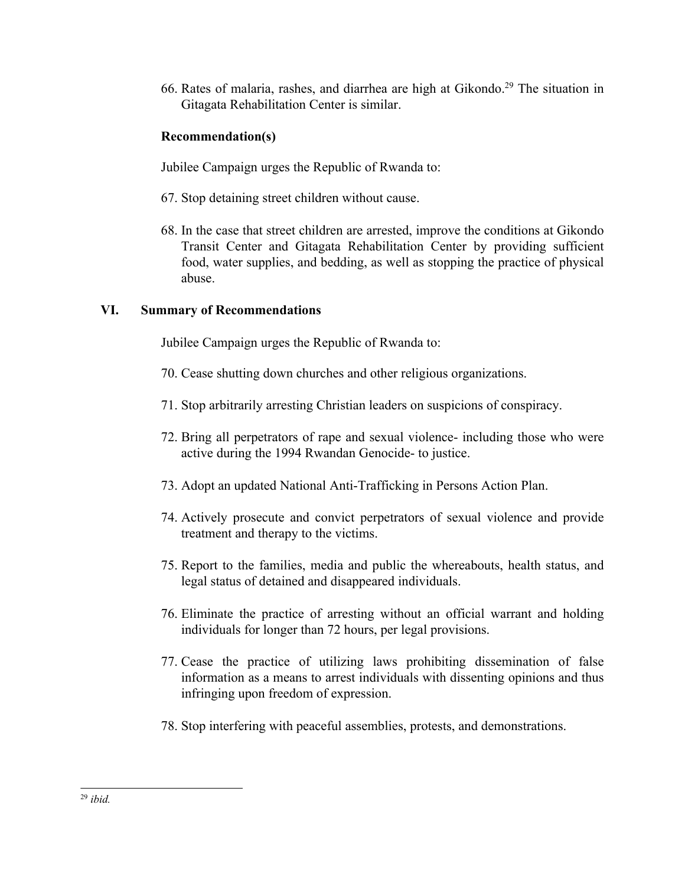66. Rates of malaria, rashes, and diarrhea are high at Gikondo.[29] The situation in Gitagata Rehabilitation Center is similar.

**Recommendation(s)**

Jubilee Campaign urges the Republic of Rwanda to:

67. Stop detaining street children without cause.

68. In the case that street children are arrested, improve the conditions at Gikondo Transit Center and Gitagata Rehabilitation Center by providing sufficient food, water supplies, and bedding, as well as stopping the practice of physical abuse.

## VI. Summary of Recommendations

Jubilee Campaign urges the Republic of Rwanda to:

70. Cease shutting down churches and other religious organizations.

71. Stop arbitrarily arresting Christian leaders on suspicions of conspiracy.

72. Bring all perpetrators of rape and sexual violence- including those who were active during the 1994 Rwandan Genocide- to justice.

73. Adopt an updated National Anti-Trafficking in Persons Action Plan.

74. Actively prosecute and convict perpetrators of sexual violence and provide treatment and therapy to the victims.

75. Report to the families, media and public the whereabouts, health status, and legal status of detained and disappeared individuals.

76. Eliminate the practice of arresting without an official warrant and holding individuals for longer than 72 hours, per legal provisions.

77. Cease the practice of utilizing laws prohibiting dissemination of false information as a means to arrest individuals with dissenting opinions and thus infringing upon freedom of expression.

78. Stop interfering with peaceful assemblies, protests, and demonstrations.

---

[29] *ibid.*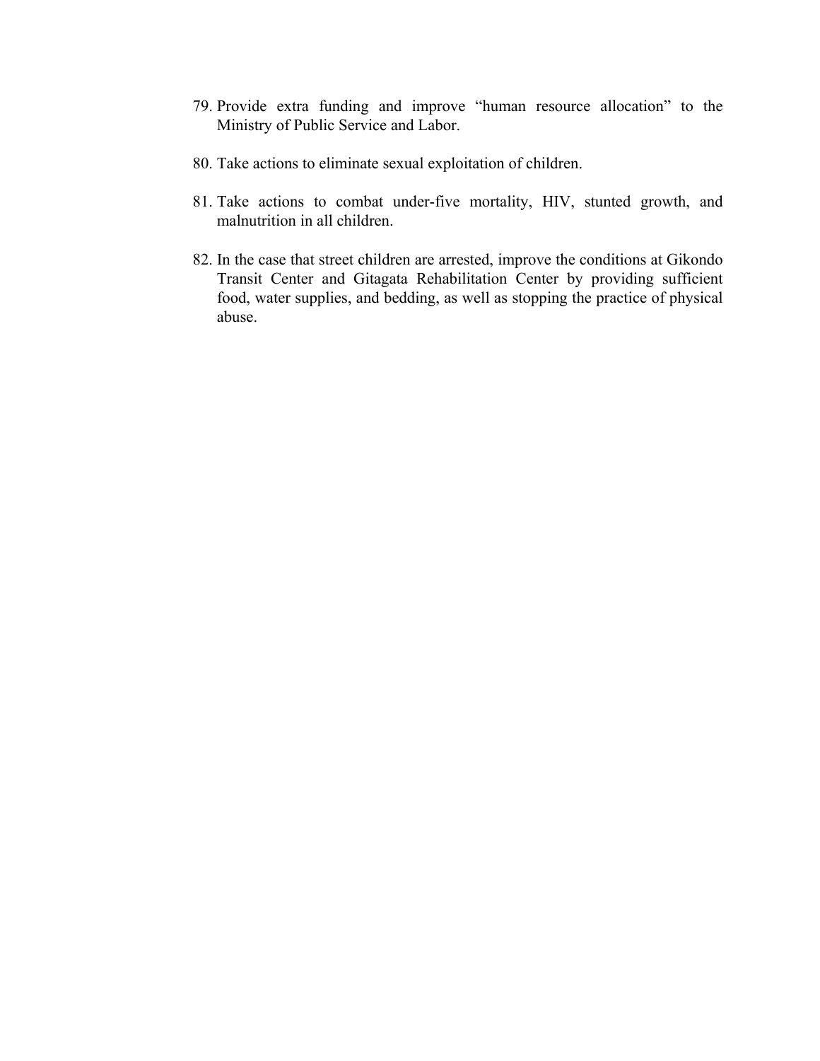79. Provide extra funding and improve "human resource allocation" to the Ministry of Public Service and Labor.

80. Take actions to eliminate sexual exploitation of children.

81. Take actions to combat under-five mortality, HIV, stunted growth, and malnutrition in all children.

82. In the case that street children are arrested, improve the conditions at Gikondo Transit Center and Gitagata Rehabilitation Center by providing sufficient food, water supplies, and bedding, as well as stopping the practice of physical abuse.